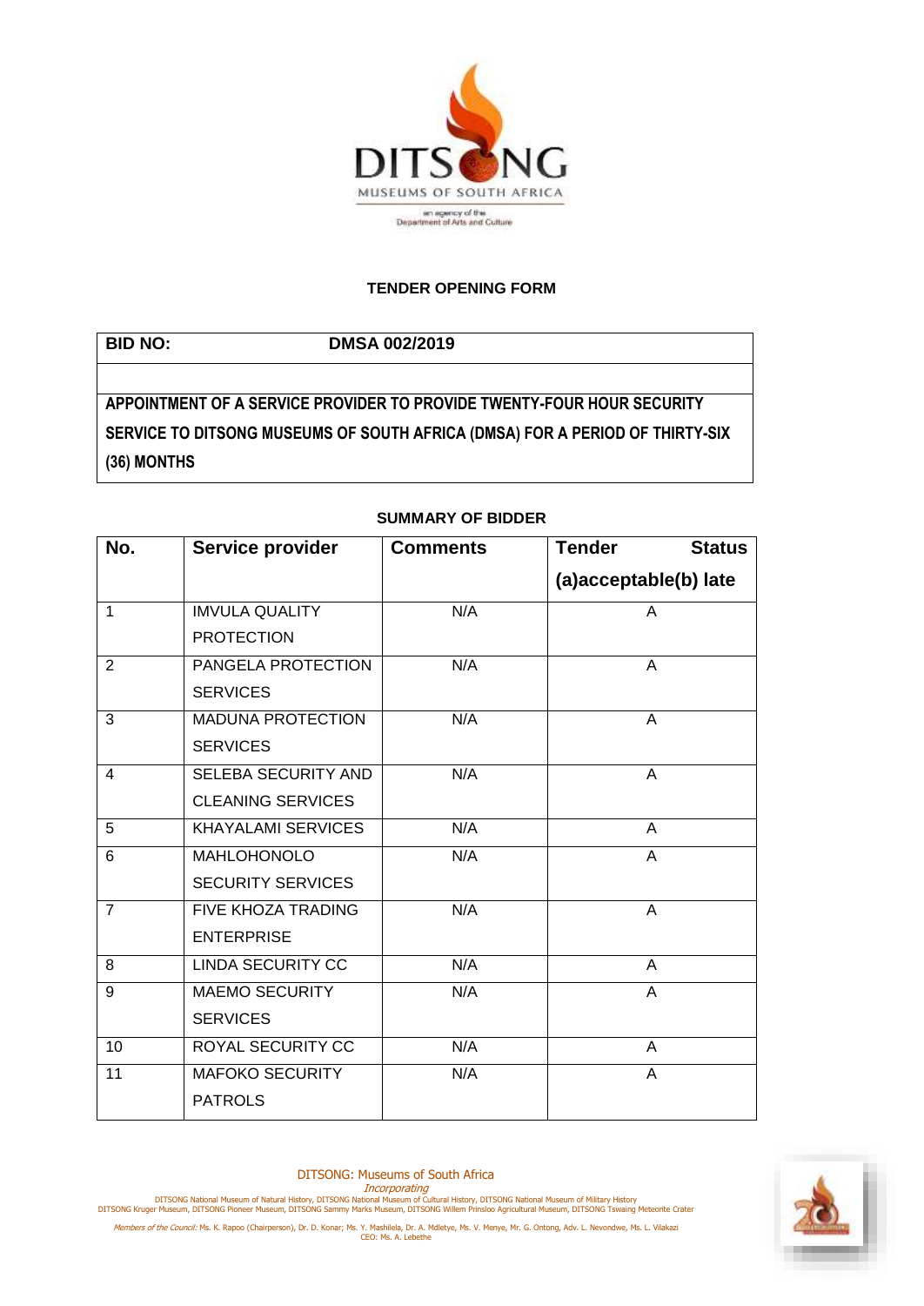DITSONG
MUSEUMS OF SOUTH AFRICA
an agency of the Department of Arts and Culture

## TENDER OPENING FORM

| **BID NO:** | **DMSA 002/2019** |
|---|---|
| | |
| **APPOINTMENT OF A SERVICE PROVIDER TO PROVIDE TWENTY-FOUR HOUR SECURITY SERVICE TO DITSONG MUSEUMS OF SOUTH AFRICA (DMSA) FOR A PERIOD OF THIRTY-SIX (36) MONTHS** | |

### SUMMARY OF BIDDER

| No. | Service provider | Comments | Tender Status (a)acceptable(b) late |
|---|---|---|---|
| 1 | IMVULA QUALITY PROTECTION | N/A | A |
| 2 | PANGELA PROTECTION SERVICES | N/A | A |
| 3 | MADUNA PROTECTION SERVICES | N/A | A |
| 4 | SELEBA SECURITY AND CLEANING SERVICES | N/A | A |
| 5 | KHAYALAMI SERVICES | N/A | A |
| 6 | MAHLOHONOLO SECURITY SERVICES | N/A | A |
| 7 | FIVE KHOZA TRADING ENTERPRISE | N/A | A |
| 8 | LINDA SECURITY CC | N/A | A |
| 9 | MAEMO SECURITY SERVICES | N/A | A |
| 10 | ROYAL SECURITY CC | N/A | A |
| 11 | MAFOKO SECURITY PATROLS | N/A | A |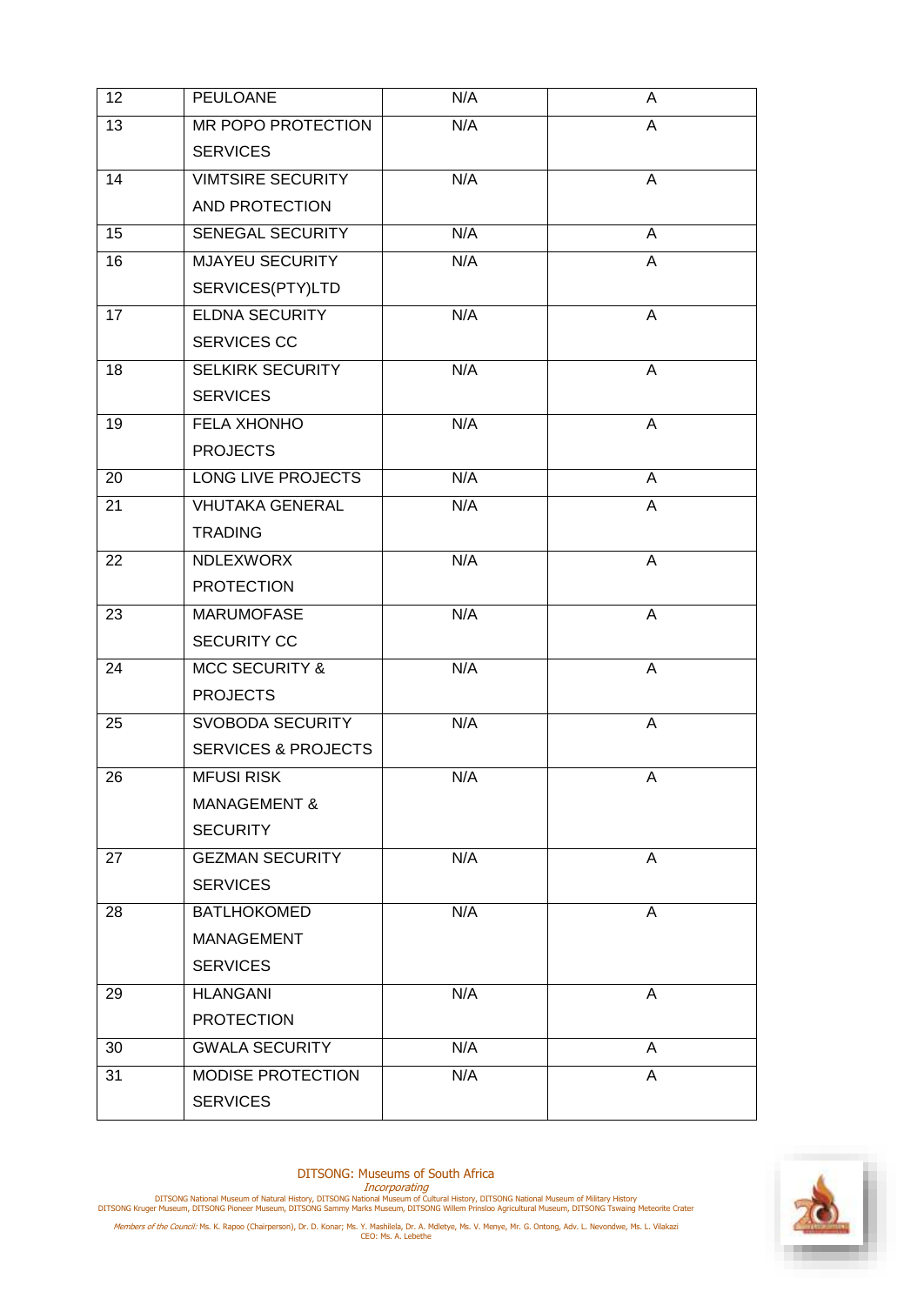| 12 | PEULOANE | N/A | A |
|---|---|---|---|
| 13 | MR POPO PROTECTION SERVICES | N/A | A |
| 14 | VIMTSIRE SECURITY AND PROTECTION | N/A | A |
| 15 | SENEGAL SECURITY | N/A | A |
| 16 | MJAYEU SECURITY SERVICES(PTY)LTD | N/A | A |
| 17 | ELDNA SECURITY SERVICES CC | N/A | A |
| 18 | SELKIRK SECURITY SERVICES | N/A | A |
| 19 | FELA XHONHO PROJECTS | N/A | A |
| 20 | LONG LIVE PROJECTS | N/A | A |
| 21 | VHUTAKA GENERAL TRADING | N/A | A |
| 22 | NDLEXWORX PROTECTION | N/A | A |
| 23 | MARUMOFASE SECURITY CC | N/A | A |
| 24 | MCC SECURITY & PROJECTS | N/A | A |
| 25 | SVOBODA SECURITY SERVICES & PROJECTS | N/A | A |
| 26 | MFUSI RISK MANAGEMENT & SECURITY | N/A | A |
| 27 | GEZMAN SECURITY SERVICES | N/A | A |
| 28 | BATLHOKOMED MANAGEMENT SERVICES | N/A | A |
| 29 | HLANGANI PROTECTION | N/A | A |
| 30 | GWALA SECURITY | N/A | A |
| 31 | MODISE PROTECTION SERVICES | N/A | A |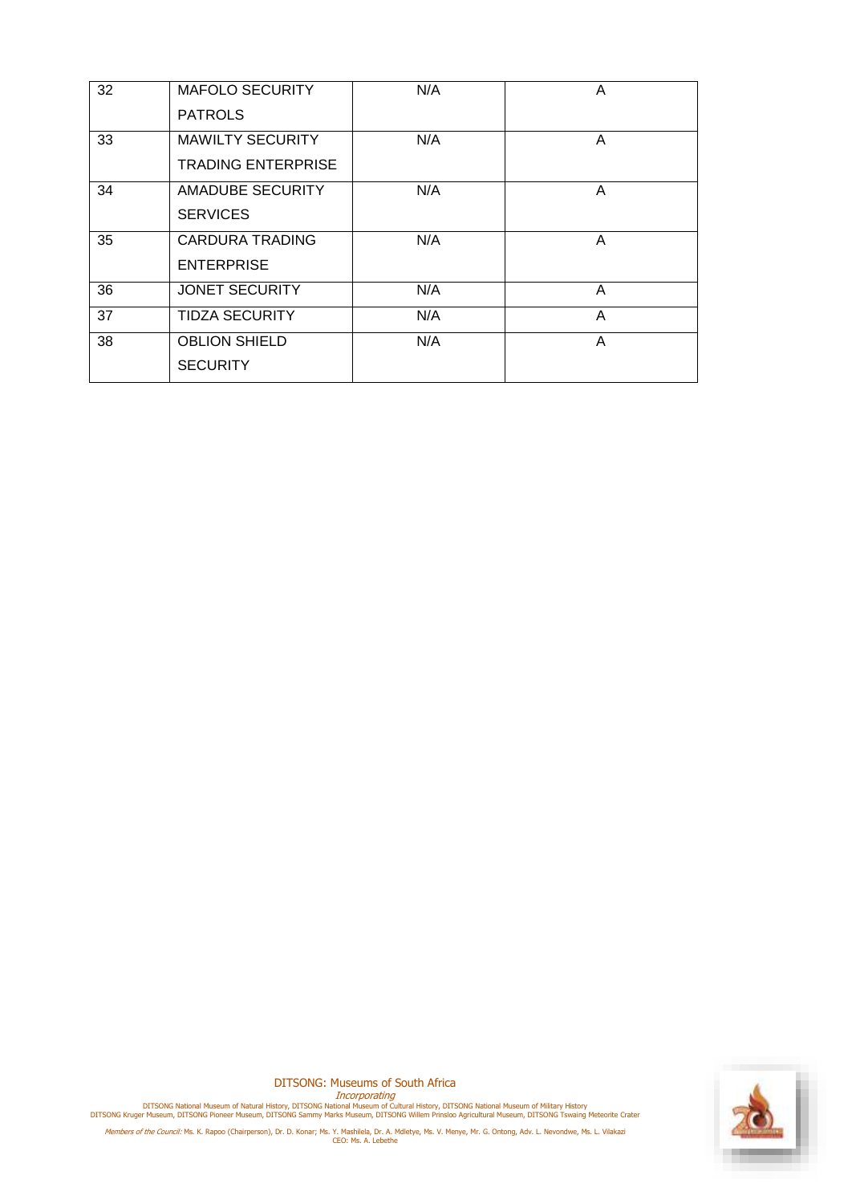| | | | |
|---|---|---|---|
| 32 | MAFOLO SECURITY PATROLS | N/A | A |
| 33 | MAWILTY SECURITY TRADING ENTERPRISE | N/A | A |
| 34 | AMADUBE SECURITY SERVICES | N/A | A |
| 35 | CARDURA TRADING ENTERPRISE | N/A | A |
| 36 | JONET SECURITY | N/A | A |
| 37 | TIDZA SECURITY | N/A | A |
| 38 | OBLION SHIELD SECURITY | N/A | A |